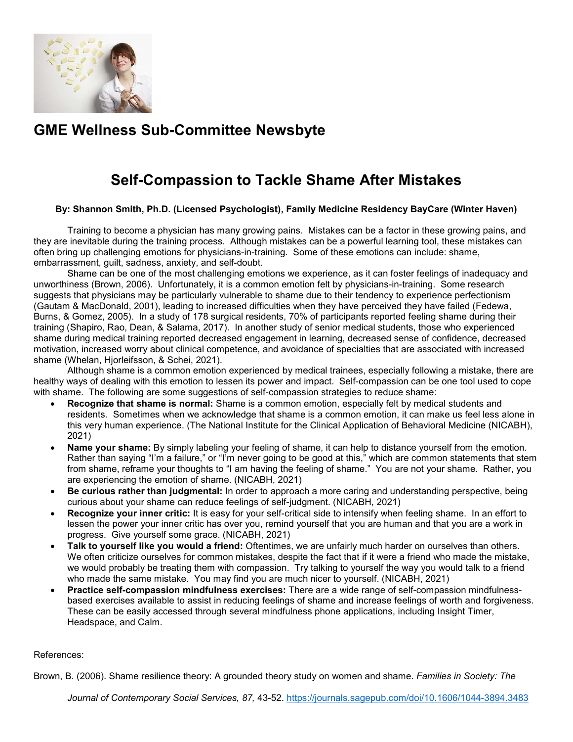## GME Wellness Sub-Committee Newsbyte

# Self-Compassion to Tackle Shame After Mistakes

**By: Shannon Smith, Ph.D. (Licensed Psychologist), Family Medicine Residency BayCare (Winter Haven)**

Training to become a physician has many growing pains. Mistakes can be a factor in these growing pains, and they are inevitable during the training process. Although mistakes can be a powerful learning tool, these mistakes can often bring up challenging emotions for physicians-in-training. Some of these emotions can include: shame, embarrassment, guilt, sadness, anxiety, and self-doubt.

Shame can be one of the most challenging emotions we experience, as it can foster feelings of inadequacy and unworthiness (Brown, 2006). Unfortunately, it is a common emotion felt by physicians-in-training. Some research suggests that physicians may be particularly vulnerable to shame due to their tendency to experience perfectionism (Gautam & MacDonald, 2001), leading to increased difficulties when they have perceived they have failed (Fedewa, Burns, & Gomez, 2005). In a study of 178 surgical residents, 70% of participants reported feeling shame during their training (Shapiro, Rao, Dean, & Salama, 2017). In another study of senior medical students, those who experienced shame during medical training reported decreased engagement in learning, decreased sense of confidence, decreased motivation, increased worry about clinical competence, and avoidance of specialties that are associated with increased shame (Whelan, Hjorleifsson, & Schei, 2021).

Although shame is a common emotion experienced by medical trainees, especially following a mistake, there are healthy ways of dealing with this emotion to lessen its power and impact. Self-compassion can be one tool used to cope with shame. The following are some suggestions of self-compassion strategies to reduce shame:

- **Recognize that shame is normal:** Shame is a common emotion, especially felt by medical students and residents. Sometimes when we acknowledge that shame is a common emotion, it can make us feel less alone in this very human experience. (The National Institute for the Clinical Application of Behavioral Medicine (NICABH), 2021)
- **Name your shame:** By simply labeling your feeling of shame, it can help to distance yourself from the emotion. Rather than saying "I'm a failure," or "I'm never going to be good at this," which are common statements that stem from shame, reframe your thoughts to "I am having the feeling of shame." You are not your shame. Rather, you are experiencing the emotion of shame. (NICABH, 2021)
- **Be curious rather than judgmental:** In order to approach a more caring and understanding perspective, being curious about your shame can reduce feelings of self-judgment. (NICABH, 2021)
- **Recognize your inner critic:** It is easy for your self-critical side to intensify when feeling shame. In an effort to lessen the power your inner critic has over you, remind yourself that you are human and that you are a work in progress. Give yourself some grace. (NICABH, 2021)
- **Talk to yourself like you would a friend:** Oftentimes, we are unfairly much harder on ourselves than others. We often criticize ourselves for common mistakes, despite the fact that if it were a friend who made the mistake, we would probably be treating them with compassion. Try talking to yourself the way you would talk to a friend who made the same mistake. You may find you are much nicer to yourself. (NICABH, 2021)
- **Practice self-compassion mindfulness exercises:** There are a wide range of self-compassion mindfulness-based exercises available to assist in reducing feelings of shame and increase feelings of worth and forgiveness. These can be easily accessed through several mindfulness phone applications, including Insight Timer, Headspace, and Calm.

References:

Brown, B. (2006). Shame resilience theory: A grounded theory study on women and shame. *Families in Society: The Journal of Contemporary Social Services, 87,* 43-52. https://journals.sagepub.com/doi/10.1606/1044-3894.3483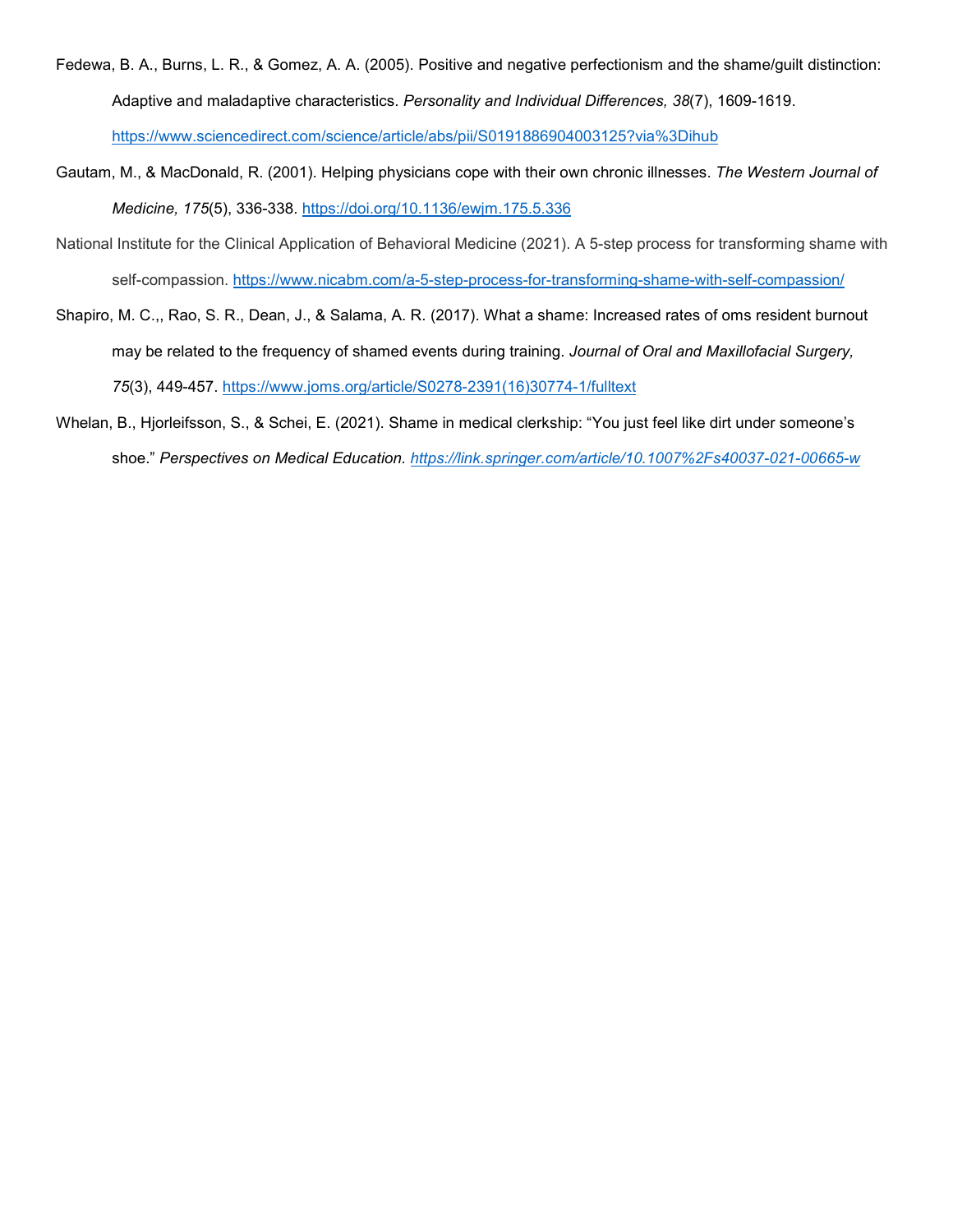Fedewa, B. A., Burns, L. R., & Gomez, A. A. (2005). Positive and negative perfectionism and the shame/guilt distinction: Adaptive and maladaptive characteristics. *Personality and Individual Differences, 38*(7), 1609-1619. https://www.sciencedirect.com/science/article/abs/pii/S0191886904003125?via%3Dihub

Gautam, M., & MacDonald, R. (2001). Helping physicians cope with their own chronic illnesses. *The Western Journal of Medicine, 175*(5), 336-338. https://doi.org/10.1136/ewjm.175.5.336

National Institute for the Clinical Application of Behavioral Medicine (2021). A 5-step process for transforming shame with self-compassion. https://www.nicabm.com/a-5-step-process-for-transforming-shame-with-self-compassion/

Shapiro, M. C.,, Rao, S. R., Dean, J., & Salama, A. R. (2017). What a shame: Increased rates of oms resident burnout may be related to the frequency of shamed events during training. *Journal of Oral and Maxillofacial Surgery, 75*(3), 449-457. https://www.joms.org/article/S0278-2391(16)30774-1/fulltext

Whelan, B., Hjorleifsson, S., & Schei, E. (2021). Shame in medical clerkship: "You just feel like dirt under someone's shoe." *Perspectives on Medical Education. https://link.springer.com/article/10.1007%2Fs40037-021-00665-w*